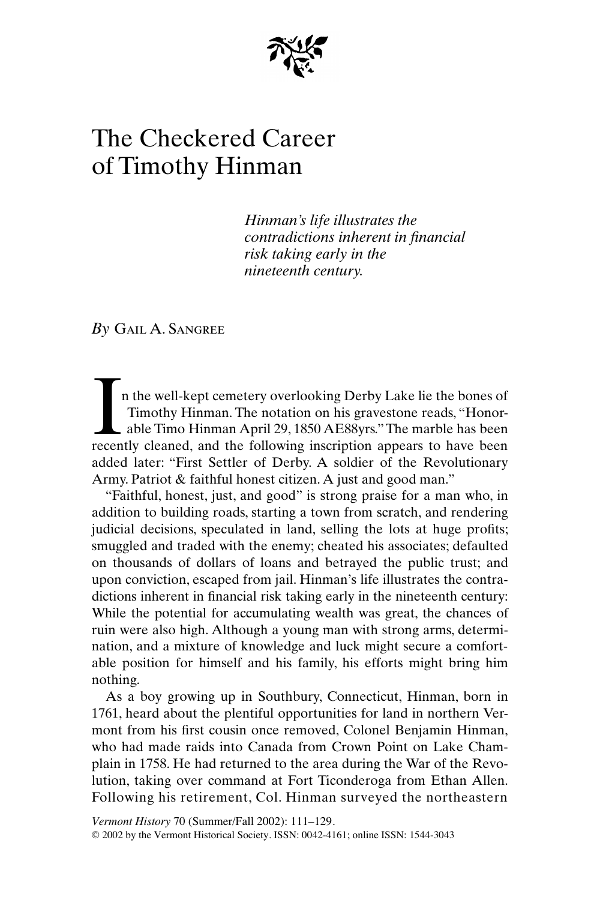# The Checkered Career of Timothy Hinman

*Hinman's life illustrates the contradictions inherent in financial risk taking early in the nineteenth century.*

*By* Gail A. Sangree

In the well-kept cemetery overlooking Derby Lake lie the bones of Timothy Hinman. The notation on his gravestone reads, "Honorable Timo Hinman April 29, 1850 AE88yrs." The marble has been recently cleaned, and the following inscription appears to have been added later: "First Settler of Derby. A soldier of the Revolutionary Army. Patriot & faithful honest citizen. A just and good man."

"Faithful, honest, just, and good" is strong praise for a man who, in addition to building roads, starting a town from scratch, and rendering judicial decisions, speculated in land, selling the lots at huge profits; smuggled and traded with the enemy; cheated his associates; defaulted on thousands of dollars of loans and betrayed the public trust; and upon conviction, escaped from jail. Hinman's life illustrates the contradictions inherent in financial risk taking early in the nineteenth century: While the potential for accumulating wealth was great, the chances of ruin were also high. Although a young man with strong arms, determination, and a mixture of knowledge and luck might secure a comfortable position for himself and his family, his efforts might bring him nothing.

As a boy growing up in Southbury, Connecticut, Hinman, born in 1761, heard about the plentiful opportunities for land in northern Vermont from his first cousin once removed, Colonel Benjamin Hinman, who had made raids into Canada from Crown Point on Lake Champlain in 1758. He had returned to the area during the War of the Revolution, taking over command at Fort Ticonderoga from Ethan Allen. Following his retirement, Col. Hinman surveyed the northeastern

*Vermont History* 70 (Summer/Fall 2002): 111–129.
© 2002 by the Vermont Historical Society. ISSN: 0042-4161; online ISSN: 1544-3043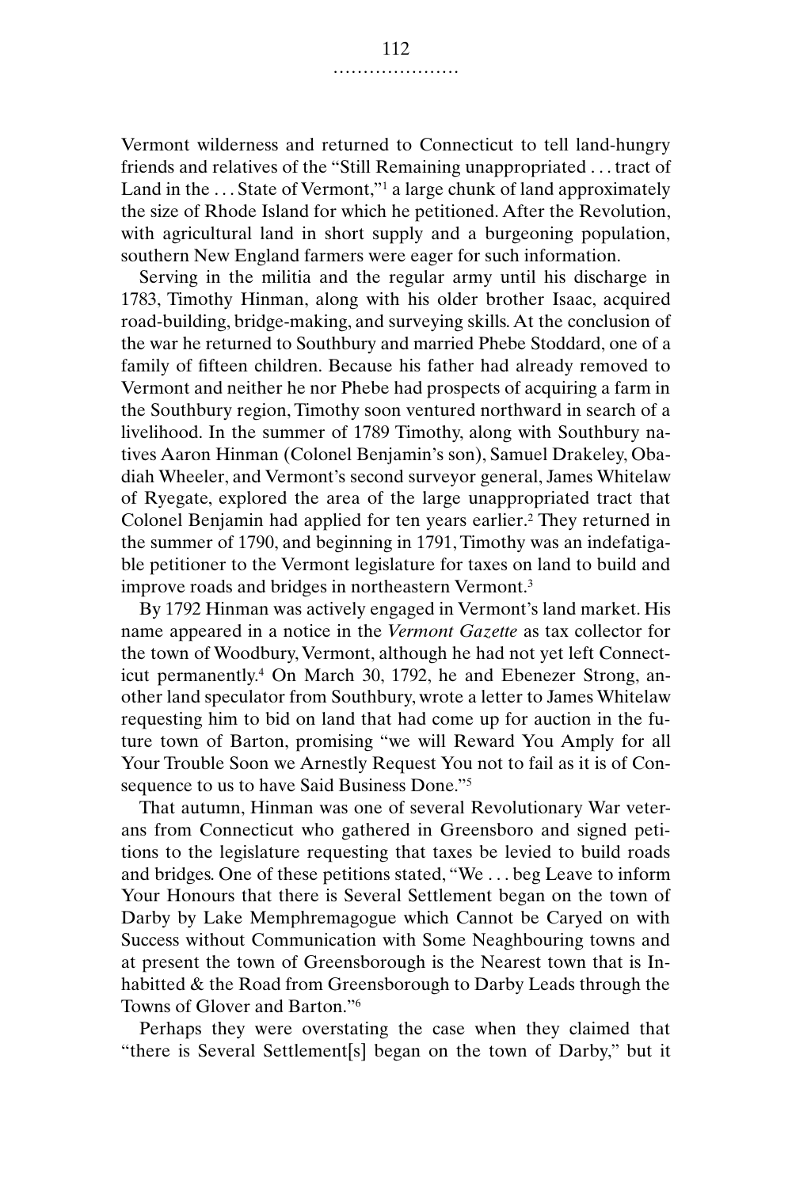Vermont wilderness and returned to Connecticut to tell land-hungry friends and relatives of the "Still Remaining unappropriated . . . tract of Land in the . . . State of Vermont,"[1] a large chunk of land approximately the size of Rhode Island for which he petitioned. After the Revolution, with agricultural land in short supply and a burgeoning population, southern New England farmers were eager for such information.

Serving in the militia and the regular army until his discharge in 1783, Timothy Hinman, along with his older brother Isaac, acquired road-building, bridge-making, and surveying skills. At the conclusion of the war he returned to Southbury and married Phebe Stoddard, one of a family of fifteen children. Because his father had already removed to Vermont and neither he nor Phebe had prospects of acquiring a farm in the Southbury region, Timothy soon ventured northward in search of a livelihood. In the summer of 1789 Timothy, along with Southbury natives Aaron Hinman (Colonel Benjamin's son), Samuel Drakeley, Obadiah Wheeler, and Vermont's second surveyor general, James Whitelaw of Ryegate, explored the area of the large unappropriated tract that Colonel Benjamin had applied for ten years earlier.[2] They returned in the summer of 1790, and beginning in 1791, Timothy was an indefatigable petitioner to the Vermont legislature for taxes on land to build and improve roads and bridges in northeastern Vermont.[3]

By 1792 Hinman was actively engaged in Vermont's land market. His name appeared in a notice in the *Vermont Gazette* as tax collector for the town of Woodbury, Vermont, although he had not yet left Connecticut permanently.[4] On March 30, 1792, he and Ebenezer Strong, another land speculator from Southbury, wrote a letter to James Whitelaw requesting him to bid on land that had come up for auction in the future town of Barton, promising "we will Reward You Amply for all Your Trouble Soon we Arnestly Request You not to fail as it is of Consequence to us to have Said Business Done."[5]

That autumn, Hinman was one of several Revolutionary War veterans from Connecticut who gathered in Greensboro and signed petitions to the legislature requesting that taxes be levied to build roads and bridges. One of these petitions stated, "We . . . beg Leave to inform Your Honours that there is Several Settlement began on the town of Darby by Lake Memphremagogue which Cannot be Caryed on with Success without Communication with Some Neaghbouring towns and at present the town of Greensborough is the Nearest town that is Inhabitted & the Road from Greensborough to Darby Leads through the Towns of Glover and Barton."[6]

Perhaps they were overstating the case when they claimed that "there is Several Settlement[s] began on the town of Darby," but it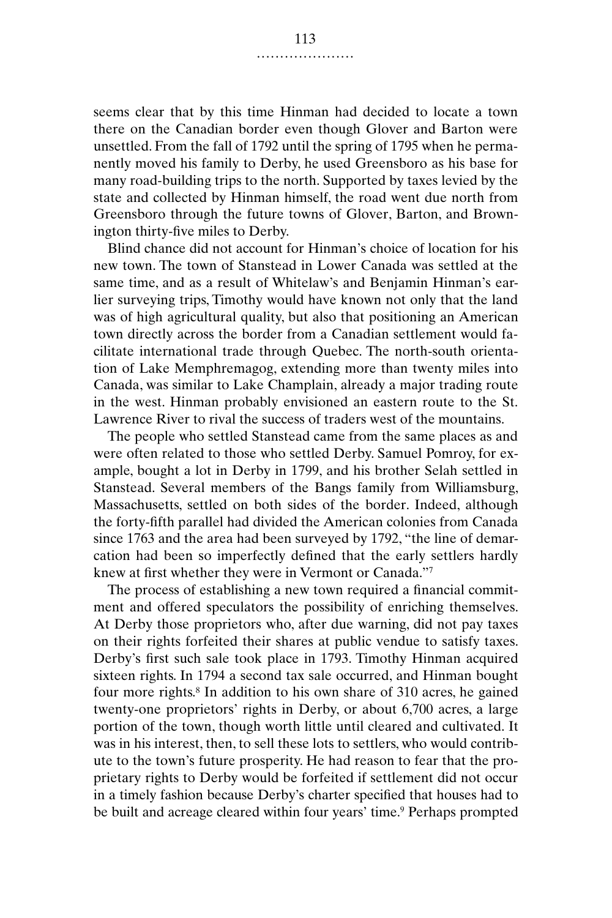seems clear that by this time Hinman had decided to locate a town there on the Canadian border even though Glover and Barton were unsettled. From the fall of 1792 until the spring of 1795 when he permanently moved his family to Derby, he used Greensboro as his base for many road-building trips to the north. Supported by taxes levied by the state and collected by Hinman himself, the road went due north from Greensboro through the future towns of Glover, Barton, and Brownington thirty-five miles to Derby.

Blind chance did not account for Hinman's choice of location for his new town. The town of Stanstead in Lower Canada was settled at the same time, and as a result of Whitelaw's and Benjamin Hinman's earlier surveying trips, Timothy would have known not only that the land was of high agricultural quality, but also that positioning an American town directly across the border from a Canadian settlement would facilitate international trade through Quebec. The north-south orientation of Lake Memphremagog, extending more than twenty miles into Canada, was similar to Lake Champlain, already a major trading route in the west. Hinman probably envisioned an eastern route to the St. Lawrence River to rival the success of traders west of the mountains.

The people who settled Stanstead came from the same places as and were often related to those who settled Derby. Samuel Pomroy, for example, bought a lot in Derby in 1799, and his brother Selah settled in Stanstead. Several members of the Bangs family from Williamsburg, Massachusetts, settled on both sides of the border. Indeed, although the forty-fifth parallel had divided the American colonies from Canada since 1763 and the area had been surveyed by 1792, "the line of demarcation had been so imperfectly defined that the early settlers hardly knew at first whether they were in Vermont or Canada."[7]

The process of establishing a new town required a financial commitment and offered speculators the possibility of enriching themselves. At Derby those proprietors who, after due warning, did not pay taxes on their rights forfeited their shares at public vendue to satisfy taxes. Derby's first such sale took place in 1793. Timothy Hinman acquired sixteen rights. In 1794 a second tax sale occurred, and Hinman bought four more rights.[8] In addition to his own share of 310 acres, he gained twenty-one proprietors' rights in Derby, or about 6,700 acres, a large portion of the town, though worth little until cleared and cultivated. It was in his interest, then, to sell these lots to settlers, who would contribute to the town's future prosperity. He had reason to fear that the proprietary rights to Derby would be forfeited if settlement did not occur in a timely fashion because Derby's charter specified that houses had to be built and acreage cleared within four years' time.[9] Perhaps prompted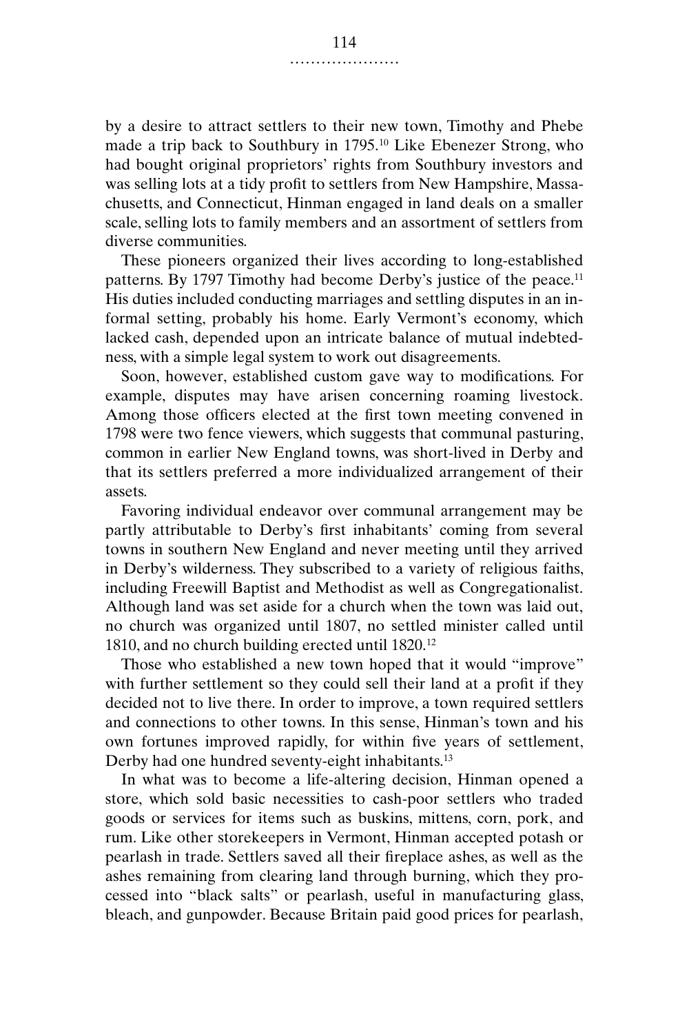by a desire to attract settlers to their new town, Timothy and Phebe made a trip back to Southbury in 1795.[10] Like Ebenezer Strong, who had bought original proprietors' rights from Southbury investors and was selling lots at a tidy profit to settlers from New Hampshire, Massachusetts, and Connecticut, Hinman engaged in land deals on a smaller scale, selling lots to family members and an assortment of settlers from diverse communities.

These pioneers organized their lives according to long-established patterns. By 1797 Timothy had become Derby's justice of the peace.[11] His duties included conducting marriages and settling disputes in an informal setting, probably his home. Early Vermont's economy, which lacked cash, depended upon an intricate balance of mutual indebtedness, with a simple legal system to work out disagreements.

Soon, however, established custom gave way to modifications. For example, disputes may have arisen concerning roaming livestock. Among those officers elected at the first town meeting convened in 1798 were two fence viewers, which suggests that communal pasturing, common in earlier New England towns, was short-lived in Derby and that its settlers preferred a more individualized arrangement of their assets.

Favoring individual endeavor over communal arrangement may be partly attributable to Derby's first inhabitants' coming from several towns in southern New England and never meeting until they arrived in Derby's wilderness. They subscribed to a variety of religious faiths, including Freewill Baptist and Methodist as well as Congregationalist. Although land was set aside for a church when the town was laid out, no church was organized until 1807, no settled minister called until 1810, and no church building erected until 1820.[12]

Those who established a new town hoped that it would "improve" with further settlement so they could sell their land at a profit if they decided not to live there. In order to improve, a town required settlers and connections to other towns. In this sense, Hinman's town and his own fortunes improved rapidly, for within five years of settlement, Derby had one hundred seventy-eight inhabitants.[13]

In what was to become a life-altering decision, Hinman opened a store, which sold basic necessities to cash-poor settlers who traded goods or services for items such as buskins, mittens, corn, pork, and rum. Like other storekeepers in Vermont, Hinman accepted potash or pearlash in trade. Settlers saved all their fireplace ashes, as well as the ashes remaining from clearing land through burning, which they processed into "black salts" or pearlash, useful in manufacturing glass, bleach, and gunpowder. Because Britain paid good prices for pearlash,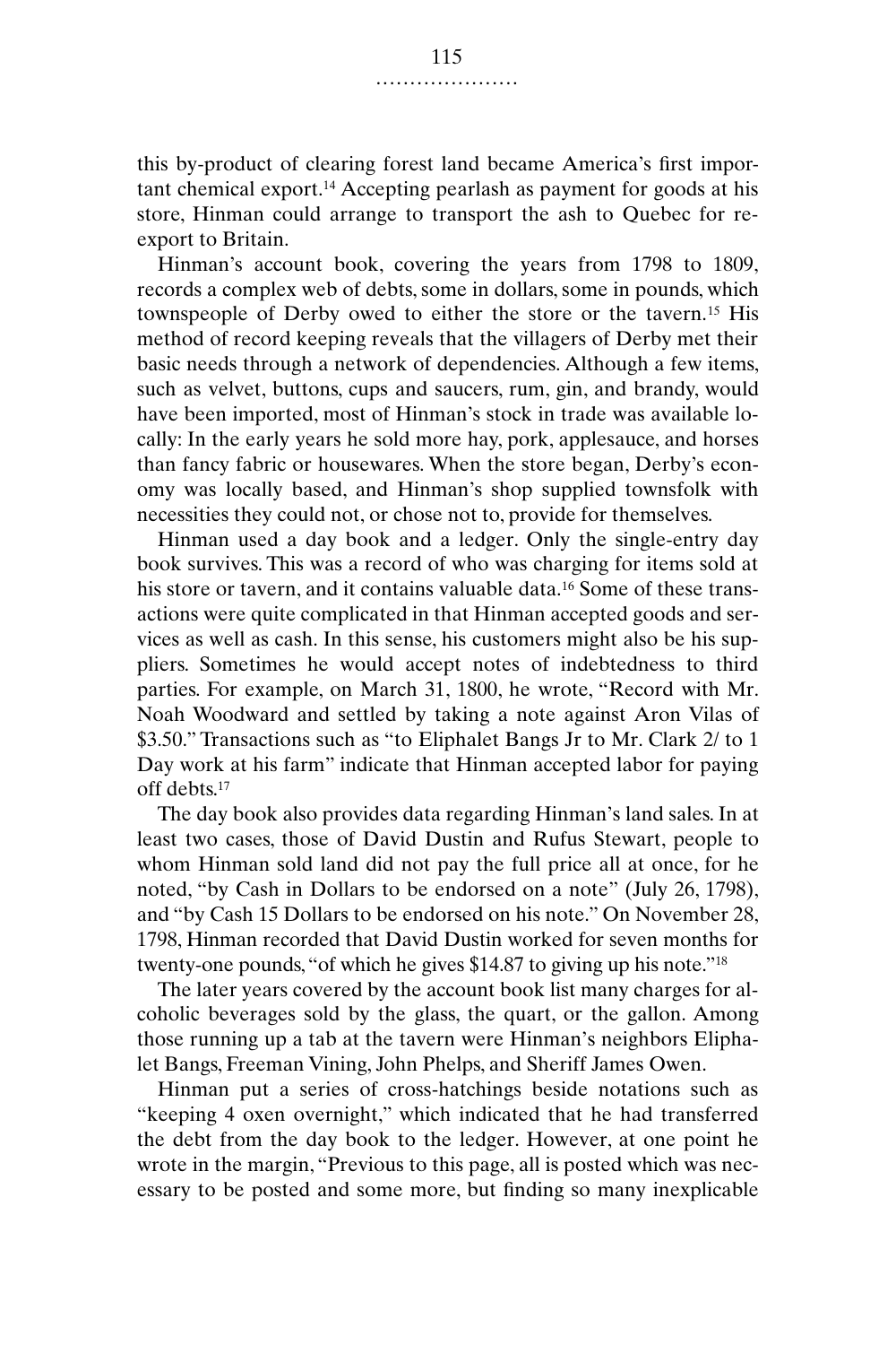this by-product of clearing forest land became America's first important chemical export.[14] Accepting pearlash as payment for goods at his store, Hinman could arrange to transport the ash to Quebec for re-export to Britain.

Hinman's account book, covering the years from 1798 to 1809, records a complex web of debts, some in dollars, some in pounds, which townspeople of Derby owed to either the store or the tavern.[15] His method of record keeping reveals that the villagers of Derby met their basic needs through a network of dependencies. Although a few items, such as velvet, buttons, cups and saucers, rum, gin, and brandy, would have been imported, most of Hinman's stock in trade was available locally: In the early years he sold more hay, pork, applesauce, and horses than fancy fabric or housewares. When the store began, Derby's economy was locally based, and Hinman's shop supplied townsfolk with necessities they could not, or chose not to, provide for themselves.

Hinman used a day book and a ledger. Only the single-entry day book survives. This was a record of who was charging for items sold at his store or tavern, and it contains valuable data.[16] Some of these transactions were quite complicated in that Hinman accepted goods and services as well as cash. In this sense, his customers might also be his suppliers. Sometimes he would accept notes of indebtedness to third parties. For example, on March 31, 1800, he wrote, "Record with Mr. Noah Woodward and settled by taking a note against Aron Vilas of \$3.50." Transactions such as "to Eliphalet Bangs Jr to Mr. Clark 2/ to 1 Day work at his farm" indicate that Hinman accepted labor for paying off debts.[17]

The day book also provides data regarding Hinman's land sales. In at least two cases, those of David Dustin and Rufus Stewart, people to whom Hinman sold land did not pay the full price all at once, for he noted, "by Cash in Dollars to be endorsed on a note" (July 26, 1798), and "by Cash 15 Dollars to be endorsed on his note." On November 28, 1798, Hinman recorded that David Dustin worked for seven months for twenty-one pounds, "of which he gives \$14.87 to giving up his note."[18]

The later years covered by the account book list many charges for alcoholic beverages sold by the glass, the quart, or the gallon. Among those running up a tab at the tavern were Hinman's neighbors Eliphalet Bangs, Freeman Vining, John Phelps, and Sheriff James Owen.

Hinman put a series of cross-hatchings beside notations such as "keeping 4 oxen overnight," which indicated that he had transferred the debt from the day book to the ledger. However, at one point he wrote in the margin, "Previous to this page, all is posted which was necessary to be posted and some more, but finding so many inexplicable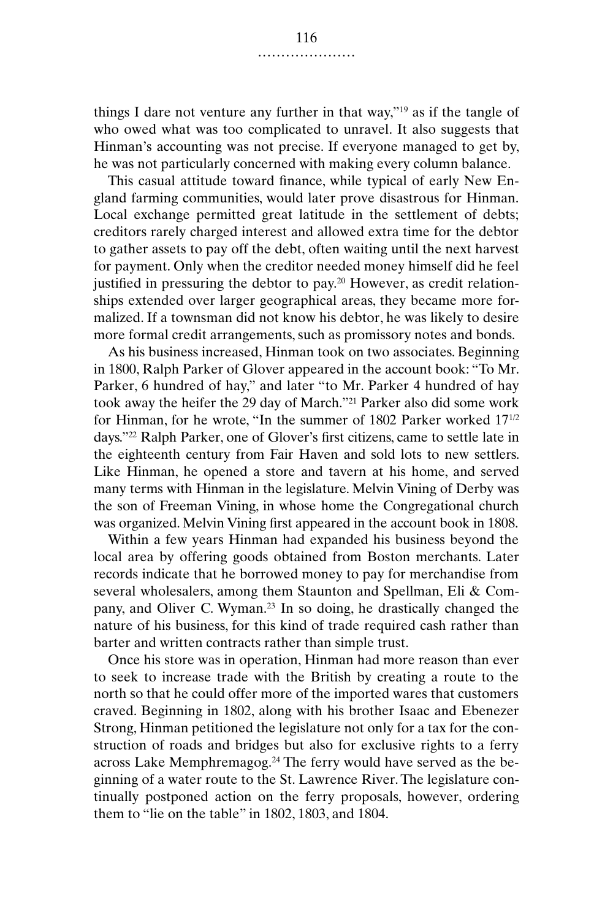things I dare not venture any further in that way,"[19] as if the tangle of who owed what was too complicated to unravel. It also suggests that Hinman's accounting was not precise. If everyone managed to get by, he was not particularly concerned with making every column balance.

This casual attitude toward finance, while typical of early New England farming communities, would later prove disastrous for Hinman. Local exchange permitted great latitude in the settlement of debts; creditors rarely charged interest and allowed extra time for the debtor to gather assets to pay off the debt, often waiting until the next harvest for payment. Only when the creditor needed money himself did he feel justified in pressuring the debtor to pay.[20] However, as credit relationships extended over larger geographical areas, they became more formalized. If a townsman did not know his debtor, he was likely to desire more formal credit arrangements, such as promissory notes and bonds.

As his business increased, Hinman took on two associates. Beginning in 1800, Ralph Parker of Glover appeared in the account book: "To Mr. Parker, 6 hundred of hay," and later "to Mr. Parker 4 hundred of hay took away the heifer the 29 day of March."[21] Parker also did some work for Hinman, for he wrote, "In the summer of 1802 Parker worked 17½ days."[22] Ralph Parker, one of Glover's first citizens, came to settle late in the eighteenth century from Fair Haven and sold lots to new settlers. Like Hinman, he opened a store and tavern at his home, and served many terms with Hinman in the legislature. Melvin Vining of Derby was the son of Freeman Vining, in whose home the Congregational church was organized. Melvin Vining first appeared in the account book in 1808.

Within a few years Hinman had expanded his business beyond the local area by offering goods obtained from Boston merchants. Later records indicate that he borrowed money to pay for merchandise from several wholesalers, among them Staunton and Spellman, Eli & Company, and Oliver C. Wyman.[23] In so doing, he drastically changed the nature of his business, for this kind of trade required cash rather than barter and written contracts rather than simple trust.

Once his store was in operation, Hinman had more reason than ever to seek to increase trade with the British by creating a route to the north so that he could offer more of the imported wares that customers craved. Beginning in 1802, along with his brother Isaac and Ebenezer Strong, Hinman petitioned the legislature not only for a tax for the construction of roads and bridges but also for exclusive rights to a ferry across Lake Memphremagog.[24] The ferry would have served as the beginning of a water route to the St. Lawrence River. The legislature continually postponed action on the ferry proposals, however, ordering them to "lie on the table" in 1802, 1803, and 1804.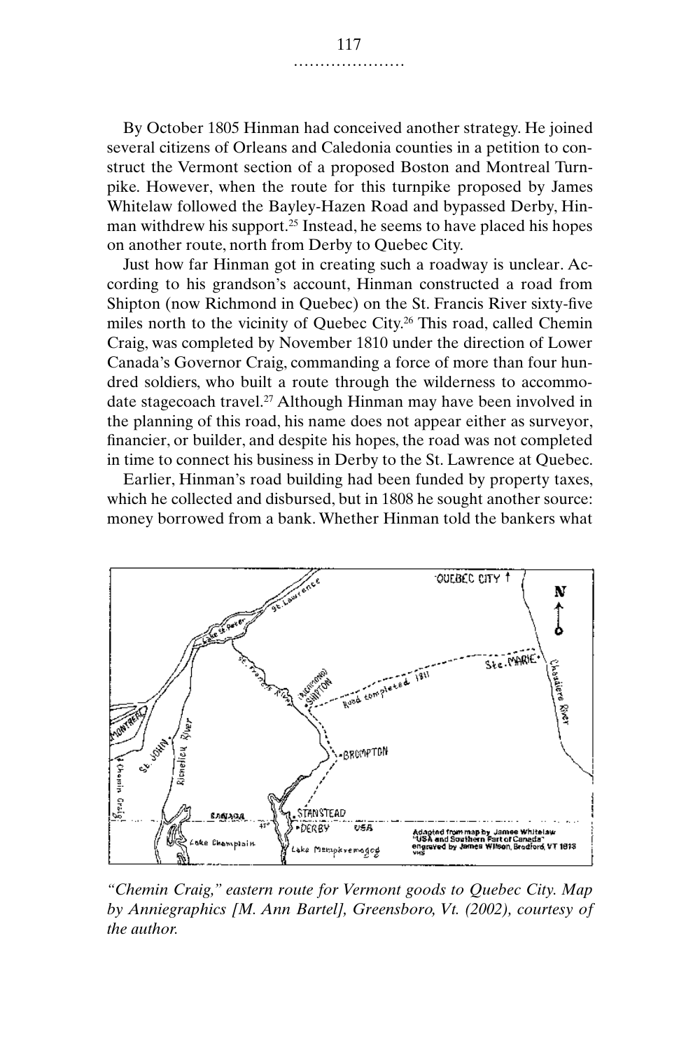By October 1805 Hinman had conceived another strategy. He joined several citizens of Orleans and Caledonia counties in a petition to construct the Vermont section of a proposed Boston and Montreal Turnpike. However, when the route for this turnpike proposed by James Whitelaw followed the Bayley-Hazen Road and bypassed Derby, Hinman withdrew his support.[25] Instead, he seems to have placed his hopes on another route, north from Derby to Quebec City.

Just how far Hinman got in creating such a roadway is unclear. According to his grandson's account, Hinman constructed a road from Shipton (now Richmond in Quebec) on the St. Francis River sixty-five miles north to the vicinity of Quebec City.[26] This road, called Chemin Craig, was completed by November 1810 under the direction of Lower Canada's Governor Craig, commanding a force of more than four hundred soldiers, who built a route through the wilderness to accommodate stagecoach travel.[27] Although Hinman may have been involved in the planning of this road, his name does not appear either as surveyor, financier, or builder, and despite his hopes, the road was not completed in time to connect his business in Derby to the St. Lawrence at Quebec.

Earlier, Hinman's road building had been funded by property taxes, which he collected and disbursed, but in 1808 he sought another source: money borrowed from a bank. Whether Hinman told the bankers what

*"Chemin Craig," eastern route for Vermont goods to Quebec City. Map by Anniegraphics [M. Ann Bartel], Greensboro, Vt. (2002), courtesy of the author.*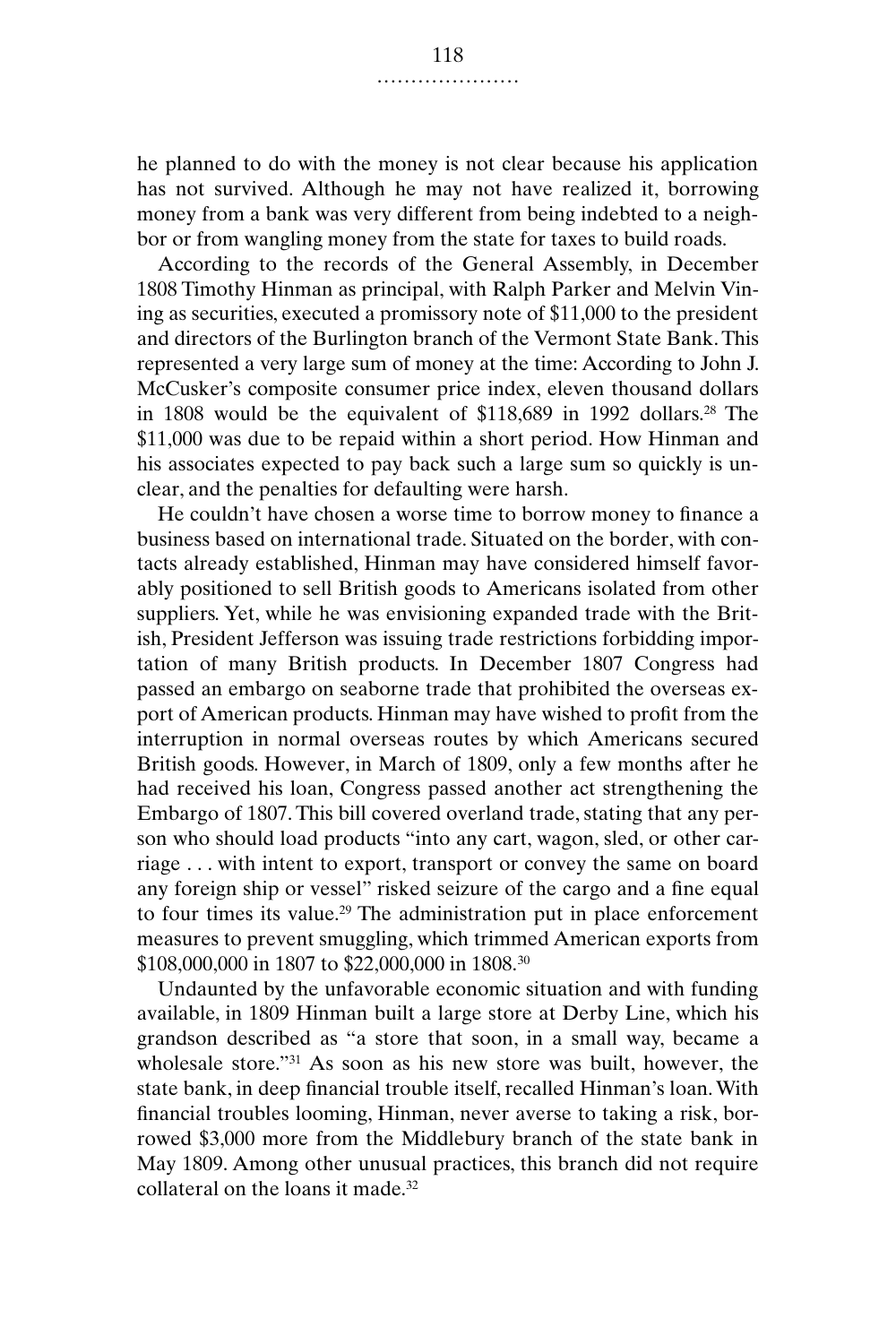he planned to do with the money is not clear because his application has not survived. Although he may not have realized it, borrowing money from a bank was very different from being indebted to a neighbor or from wangling money from the state for taxes to build roads.

According to the records of the General Assembly, in December 1808 Timothy Hinman as principal, with Ralph Parker and Melvin Vining as securities, executed a promissory note of $11,000 to the president and directors of the Burlington branch of the Vermont State Bank. This represented a very large sum of money at the time: According to John J. McCusker's composite consumer price index, eleven thousand dollars in 1808 would be the equivalent of $118,689 in 1992 dollars.[28] The $11,000 was due to be repaid within a short period. How Hinman and his associates expected to pay back such a large sum so quickly is unclear, and the penalties for defaulting were harsh.

He couldn't have chosen a worse time to borrow money to finance a business based on international trade. Situated on the border, with contacts already established, Hinman may have considered himself favorably positioned to sell British goods to Americans isolated from other suppliers. Yet, while he was envisioning expanded trade with the British, President Jefferson was issuing trade restrictions forbidding importation of many British products. In December 1807 Congress had passed an embargo on seaborne trade that prohibited the overseas export of American products. Hinman may have wished to profit from the interruption in normal overseas routes by which Americans secured British goods. However, in March of 1809, only a few months after he had received his loan, Congress passed another act strengthening the Embargo of 1807. This bill covered overland trade, stating that any person who should load products "into any cart, wagon, sled, or other carriage . . . with intent to export, transport or convey the same on board any foreign ship or vessel" risked seizure of the cargo and a fine equal to four times its value.[29] The administration put in place enforcement measures to prevent smuggling, which trimmed American exports from $108,000,000 in 1807 to $22,000,000 in 1808.[30]

Undaunted by the unfavorable economic situation and with funding available, in 1809 Hinman built a large store at Derby Line, which his grandson described as "a store that soon, in a small way, became a wholesale store."[31] As soon as his new store was built, however, the state bank, in deep financial trouble itself, recalled Hinman's loan. With financial troubles looming, Hinman, never averse to taking a risk, borrowed $3,000 more from the Middlebury branch of the state bank in May 1809. Among other unusual practices, this branch did not require collateral on the loans it made.[32]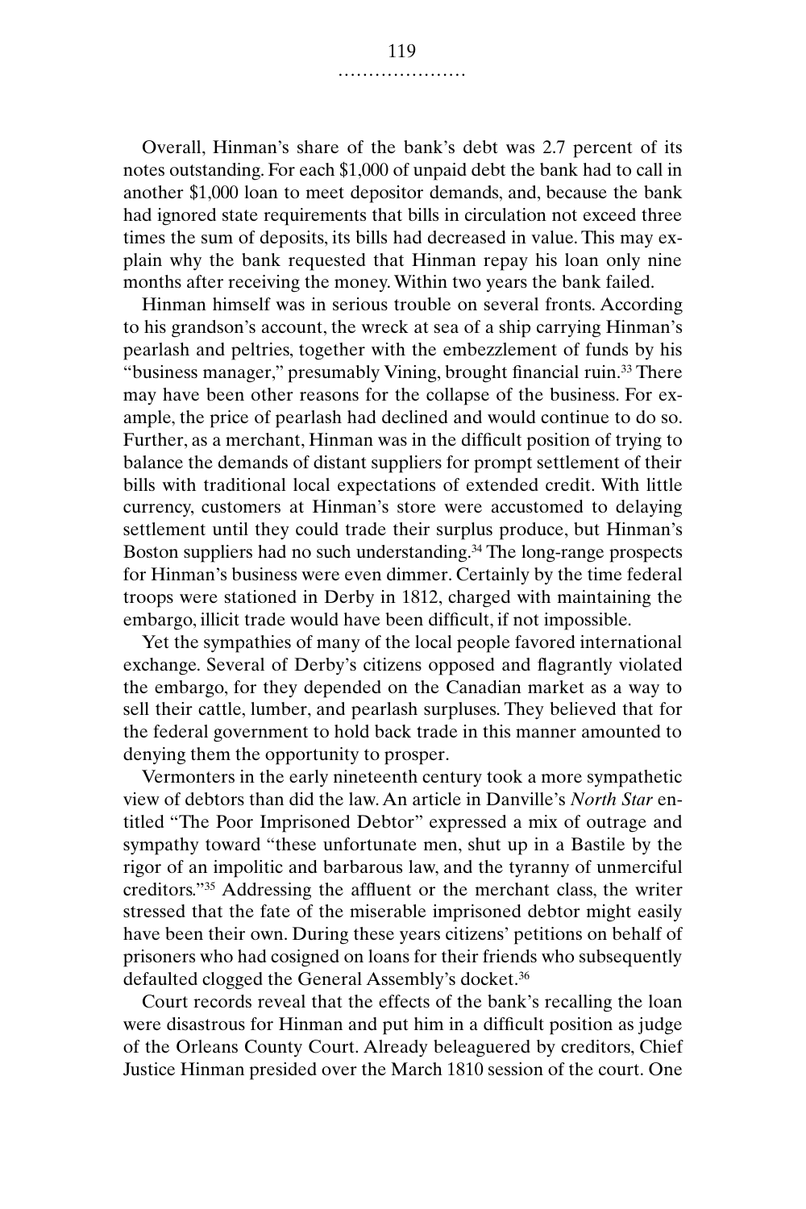Overall, Hinman's share of the bank's debt was 2.7 percent of its notes outstanding. For each $1,000 of unpaid debt the bank had to call in another $1,000 loan to meet depositor demands, and, because the bank had ignored state requirements that bills in circulation not exceed three times the sum of deposits, its bills had decreased in value. This may explain why the bank requested that Hinman repay his loan only nine months after receiving the money. Within two years the bank failed.

Hinman himself was in serious trouble on several fronts. According to his grandson's account, the wreck at sea of a ship carrying Hinman's pearlash and peltries, together with the embezzlement of funds by his "business manager," presumably Vining, brought financial ruin.[33] There may have been other reasons for the collapse of the business. For example, the price of pearlash had declined and would continue to do so. Further, as a merchant, Hinman was in the difficult position of trying to balance the demands of distant suppliers for prompt settlement of their bills with traditional local expectations of extended credit. With little currency, customers at Hinman's store were accustomed to delaying settlement until they could trade their surplus produce, but Hinman's Boston suppliers had no such understanding.[34] The long-range prospects for Hinman's business were even dimmer. Certainly by the time federal troops were stationed in Derby in 1812, charged with maintaining the embargo, illicit trade would have been difficult, if not impossible.

Yet the sympathies of many of the local people favored international exchange. Several of Derby's citizens opposed and flagrantly violated the embargo, for they depended on the Canadian market as a way to sell their cattle, lumber, and pearlash surpluses. They believed that for the federal government to hold back trade in this manner amounted to denying them the opportunity to prosper.

Vermonters in the early nineteenth century took a more sympathetic view of debtors than did the law. An article in Danville's *North Star* entitled "The Poor Imprisoned Debtor" expressed a mix of outrage and sympathy toward "these unfortunate men, shut up in a Bastile by the rigor of an impolitic and barbarous law, and the tyranny of unmerciful creditors."[35] Addressing the affluent or the merchant class, the writer stressed that the fate of the miserable imprisoned debtor might easily have been their own. During these years citizens' petitions on behalf of prisoners who had cosigned on loans for their friends who subsequently defaulted clogged the General Assembly's docket.[36]

Court records reveal that the effects of the bank's recalling the loan were disastrous for Hinman and put him in a difficult position as judge of the Orleans County Court. Already beleaguered by creditors, Chief Justice Hinman presided over the March 1810 session of the court. One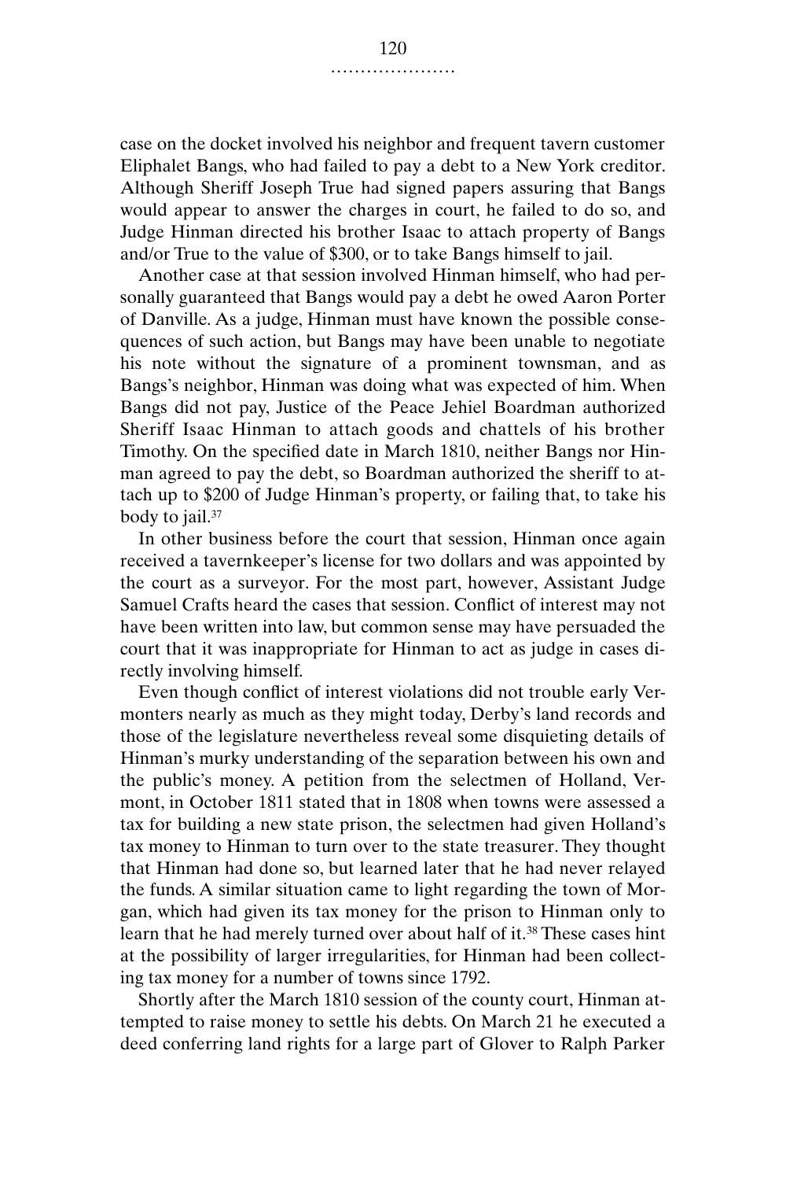case on the docket involved his neighbor and frequent tavern customer Eliphalet Bangs, who had failed to pay a debt to a New York creditor. Although Sheriff Joseph True had signed papers assuring that Bangs would appear to answer the charges in court, he failed to do so, and Judge Hinman directed his brother Isaac to attach property of Bangs and/or True to the value of $300, or to take Bangs himself to jail.

Another case at that session involved Hinman himself, who had personally guaranteed that Bangs would pay a debt he owed Aaron Porter of Danville. As a judge, Hinman must have known the possible consequences of such action, but Bangs may have been unable to negotiate his note without the signature of a prominent townsman, and as Bangs's neighbor, Hinman was doing what was expected of him. When Bangs did not pay, Justice of the Peace Jehiel Boardman authorized Sheriff Isaac Hinman to attach goods and chattels of his brother Timothy. On the specified date in March 1810, neither Bangs nor Hinman agreed to pay the debt, so Boardman authorized the sheriff to attach up to $200 of Judge Hinman's property, or failing that, to take his body to jail.[37]

In other business before the court that session, Hinman once again received a tavernkeeper's license for two dollars and was appointed by the court as a surveyor. For the most part, however, Assistant Judge Samuel Crafts heard the cases that session. Conflict of interest may not have been written into law, but common sense may have persuaded the court that it was inappropriate for Hinman to act as judge in cases directly involving himself.

Even though conflict of interest violations did not trouble early Vermonters nearly as much as they might today, Derby's land records and those of the legislature nevertheless reveal some disquieting details of Hinman's murky understanding of the separation between his own and the public's money. A petition from the selectmen of Holland, Vermont, in October 1811 stated that in 1808 when towns were assessed a tax for building a new state prison, the selectmen had given Holland's tax money to Hinman to turn over to the state treasurer. They thought that Hinman had done so, but learned later that he had never relayed the funds. A similar situation came to light regarding the town of Morgan, which had given its tax money for the prison to Hinman only to learn that he had merely turned over about half of it.[38] These cases hint at the possibility of larger irregularities, for Hinman had been collecting tax money for a number of towns since 1792.

Shortly after the March 1810 session of the county court, Hinman attempted to raise money to settle his debts. On March 21 he executed a deed conferring land rights for a large part of Glover to Ralph Parker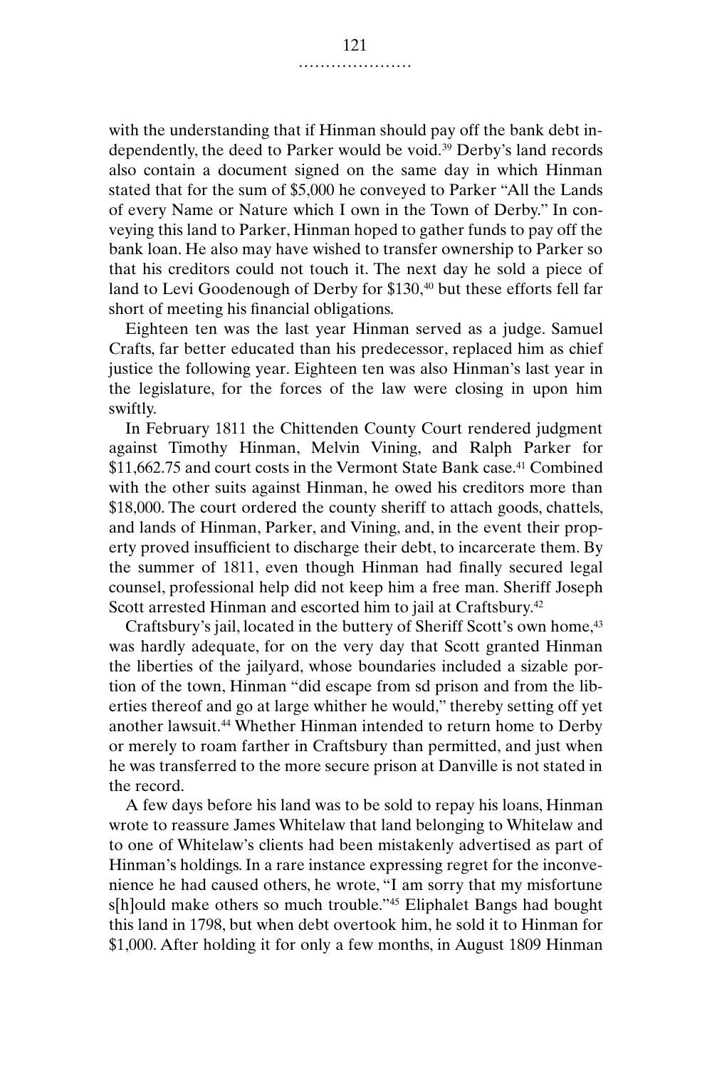with the understanding that if Hinman should pay off the bank debt independently, the deed to Parker would be void.[39] Derby's land records also contain a document signed on the same day in which Hinman stated that for the sum of $5,000 he conveyed to Parker "All the Lands of every Name or Nature which I own in the Town of Derby." In conveying this land to Parker, Hinman hoped to gather funds to pay off the bank loan. He also may have wished to transfer ownership to Parker so that his creditors could not touch it. The next day he sold a piece of land to Levi Goodenough of Derby for $130,[40] but these efforts fell far short of meeting his financial obligations.

Eighteen ten was the last year Hinman served as a judge. Samuel Crafts, far better educated than his predecessor, replaced him as chief justice the following year. Eighteen ten was also Hinman's last year in the legislature, for the forces of the law were closing in upon him swiftly.

In February 1811 the Chittenden County Court rendered judgment against Timothy Hinman, Melvin Vining, and Ralph Parker for $11,662.75 and court costs in the Vermont State Bank case.[41] Combined with the other suits against Hinman, he owed his creditors more than $18,000. The court ordered the county sheriff to attach goods, chattels, and lands of Hinman, Parker, and Vining, and, in the event their property proved insufficient to discharge their debt, to incarcerate them. By the summer of 1811, even though Hinman had finally secured legal counsel, professional help did not keep him a free man. Sheriff Joseph Scott arrested Hinman and escorted him to jail at Craftsbury.[42]

Craftsbury's jail, located in the buttery of Sheriff Scott's own home,[43] was hardly adequate, for on the very day that Scott granted Hinman the liberties of the jailyard, whose boundaries included a sizable portion of the town, Hinman "did escape from sd prison and from the liberties thereof and go at large whither he would," thereby setting off yet another lawsuit.[44] Whether Hinman intended to return home to Derby or merely to roam farther in Craftsbury than permitted, and just when he was transferred to the more secure prison at Danville is not stated in the record.

A few days before his land was to be sold to repay his loans, Hinman wrote to reassure James Whitelaw that land belonging to Whitelaw and to one of Whitelaw's clients had been mistakenly advertised as part of Hinman's holdings. In a rare instance expressing regret for the inconvenience he had caused others, he wrote, "I am sorry that my misfortune s[h]ould make others so much trouble."[45] Eliphalet Bangs had bought this land in 1798, but when debt overtook him, he sold it to Hinman for $1,000. After holding it for only a few months, in August 1809 Hinman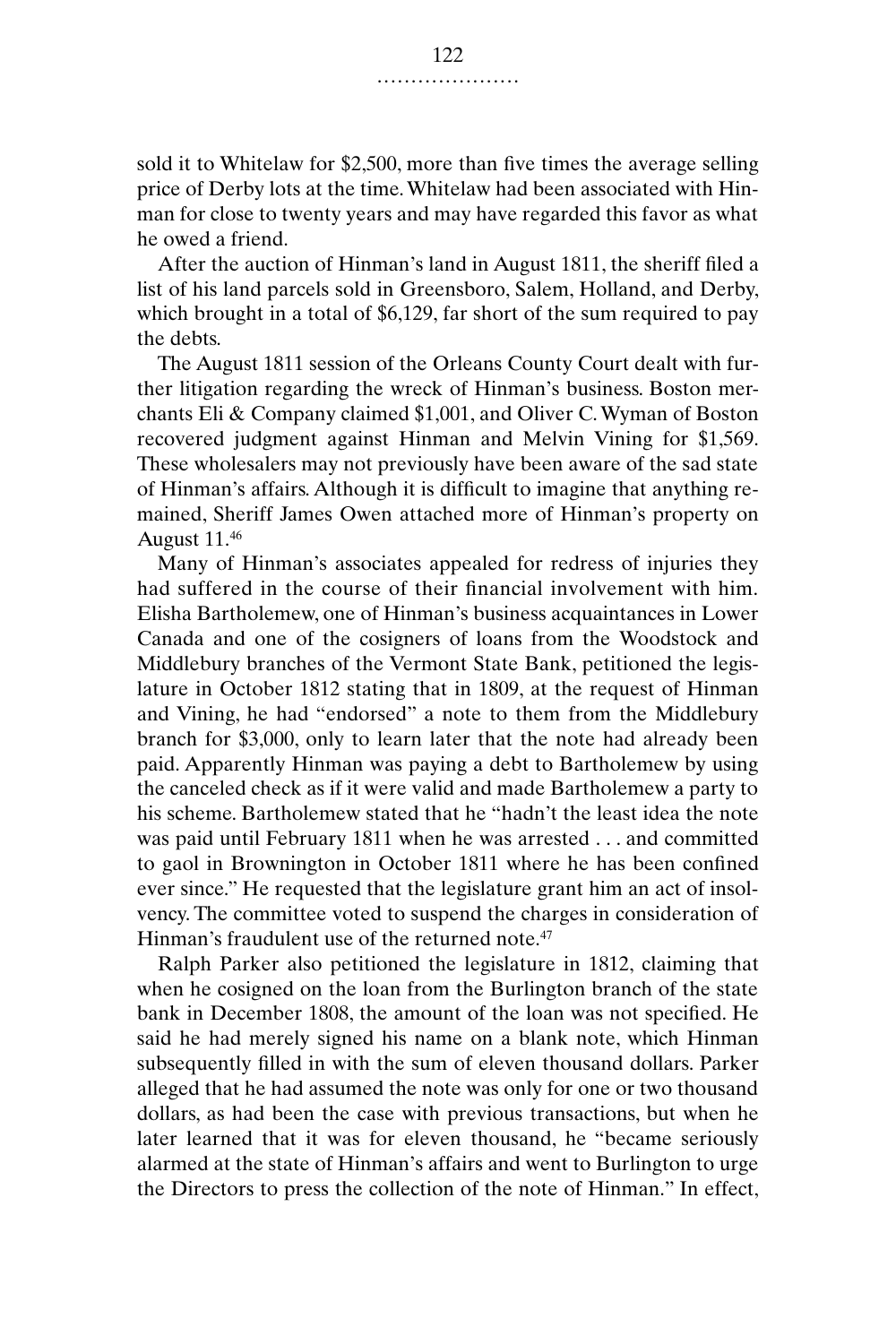sold it to Whitelaw for $2,500, more than five times the average selling price of Derby lots at the time. Whitelaw had been associated with Hinman for close to twenty years and may have regarded this favor as what he owed a friend.

After the auction of Hinman's land in August 1811, the sheriff filed a list of his land parcels sold in Greensboro, Salem, Holland, and Derby, which brought in a total of $6,129, far short of the sum required to pay the debts.

The August 1811 session of the Orleans County Court dealt with further litigation regarding the wreck of Hinman's business. Boston merchants Eli & Company claimed $1,001, and Oliver C. Wyman of Boston recovered judgment against Hinman and Melvin Vining for $1,569. These wholesalers may not previously have been aware of the sad state of Hinman's affairs. Although it is difficult to imagine that anything remained, Sheriff James Owen attached more of Hinman's property on August 11.[46]

Many of Hinman's associates appealed for redress of injuries they had suffered in the course of their financial involvement with him. Elisha Bartholemew, one of Hinman's business acquaintances in Lower Canada and one of the cosigners of loans from the Woodstock and Middlebury branches of the Vermont State Bank, petitioned the legislature in October 1812 stating that in 1809, at the request of Hinman and Vining, he had "endorsed" a note to them from the Middlebury branch for $3,000, only to learn later that the note had already been paid. Apparently Hinman was paying a debt to Bartholemew by using the canceled check as if it were valid and made Bartholemew a party to his scheme. Bartholemew stated that he "hadn't the least idea the note was paid until February 1811 when he was arrested . . . and committed to gaol in Brownington in October 1811 where he has been confined ever since." He requested that the legislature grant him an act of insolvency. The committee voted to suspend the charges in consideration of Hinman's fraudulent use of the returned note.[47]

Ralph Parker also petitioned the legislature in 1812, claiming that when he cosigned on the loan from the Burlington branch of the state bank in December 1808, the amount of the loan was not specified. He said he had merely signed his name on a blank note, which Hinman subsequently filled in with the sum of eleven thousand dollars. Parker alleged that he had assumed the note was only for one or two thousand dollars, as had been the case with previous transactions, but when he later learned that it was for eleven thousand, he "became seriously alarmed at the state of Hinman's affairs and went to Burlington to urge the Directors to press the collection of the note of Hinman." In effect,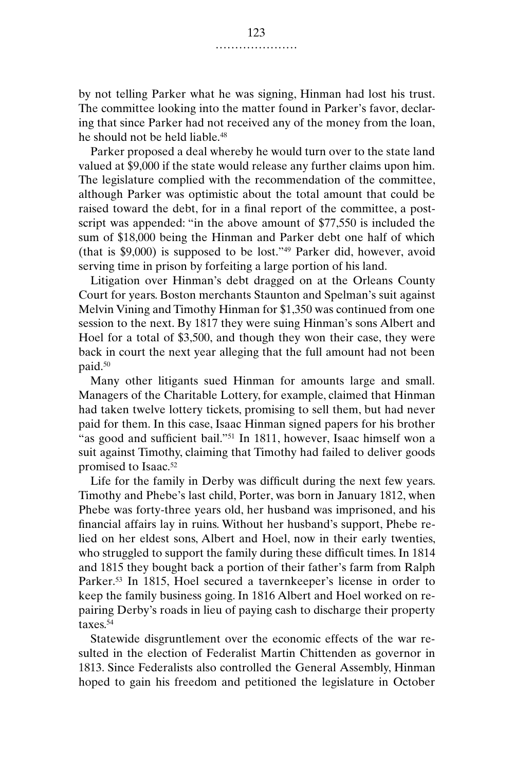by not telling Parker what he was signing, Hinman had lost his trust. The committee looking into the matter found in Parker's favor, declaring that since Parker had not received any of the money from the loan, he should not be held liable.[48]

Parker proposed a deal whereby he would turn over to the state land valued at $9,000 if the state would release any further claims upon him. The legislature complied with the recommendation of the committee, although Parker was optimistic about the total amount that could be raised toward the debt, for in a final report of the committee, a postscript was appended: "in the above amount of $77,550 is included the sum of $18,000 being the Hinman and Parker debt one half of which (that is $9,000) is supposed to be lost."[49] Parker did, however, avoid serving time in prison by forfeiting a large portion of his land.

Litigation over Hinman's debt dragged on at the Orleans County Court for years. Boston merchants Staunton and Spelman's suit against Melvin Vining and Timothy Hinman for $1,350 was continued from one session to the next. By 1817 they were suing Hinman's sons Albert and Hoel for a total of $3,500, and though they won their case, they were back in court the next year alleging that the full amount had not been paid.[50]

Many other litigants sued Hinman for amounts large and small. Managers of the Charitable Lottery, for example, claimed that Hinman had taken twelve lottery tickets, promising to sell them, but had never paid for them. In this case, Isaac Hinman signed papers for his brother "as good and sufficient bail."[51] In 1811, however, Isaac himself won a suit against Timothy, claiming that Timothy had failed to deliver goods promised to Isaac.[52]

Life for the family in Derby was difficult during the next few years. Timothy and Phebe's last child, Porter, was born in January 1812, when Phebe was forty-three years old, her husband was imprisoned, and his financial affairs lay in ruins. Without her husband's support, Phebe relied on her eldest sons, Albert and Hoel, now in their early twenties, who struggled to support the family during these difficult times. In 1814 and 1815 they bought back a portion of their father's farm from Ralph Parker.[53] In 1815, Hoel secured a tavernkeeper's license in order to keep the family business going. In 1816 Albert and Hoel worked on repairing Derby's roads in lieu of paying cash to discharge their property taxes.[54]

Statewide disgruntlement over the economic effects of the war resulted in the election of Federalist Martin Chittenden as governor in 1813. Since Federalists also controlled the General Assembly, Hinman hoped to gain his freedom and petitioned the legislature in October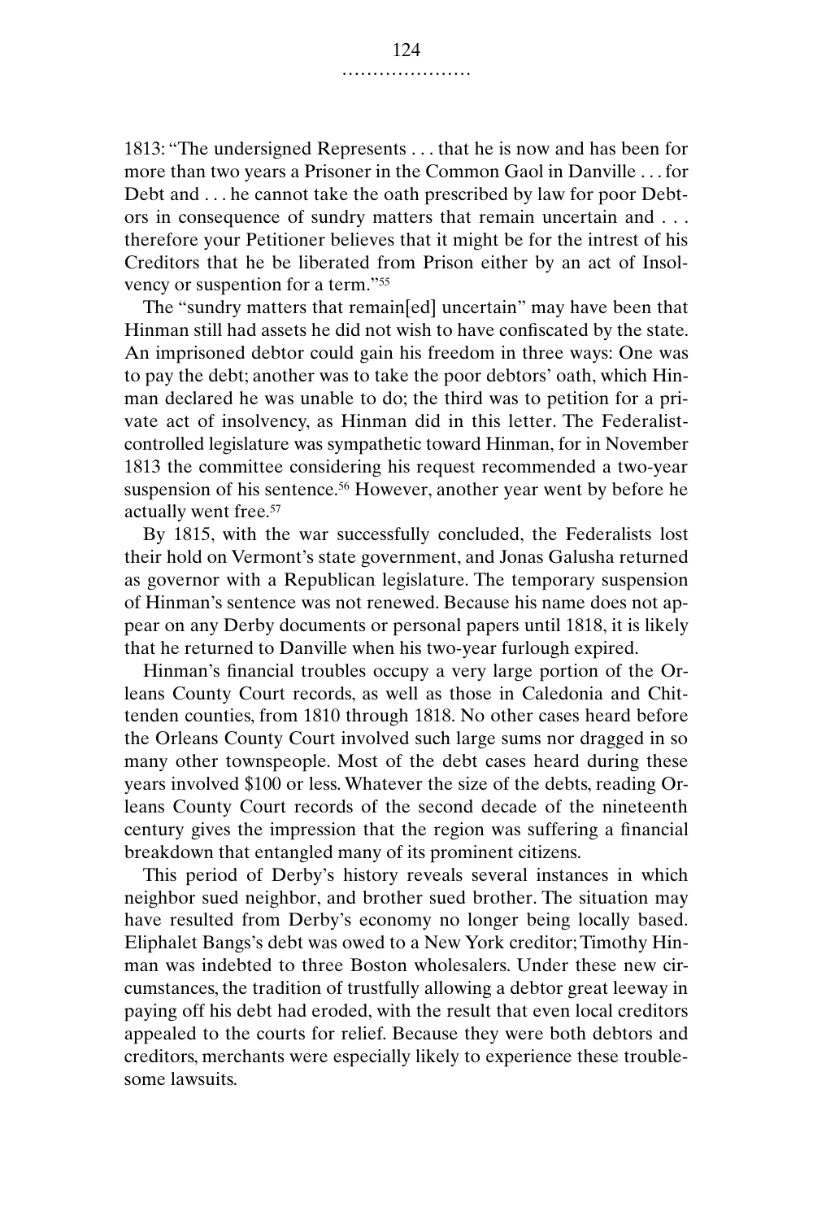1813: "The undersigned Represents . . . that he is now and has been for more than two years a Prisoner in the Common Gaol in Danville . . . for Debt and . . . he cannot take the oath prescribed by law for poor Debtors in consequence of sundry matters that remain uncertain and . . . therefore your Petitioner believes that it might be for the intrest of his Creditors that he be liberated from Prison either by an act of Insolvency or suspention for a term."[55]

The "sundry matters that remain[ed] uncertain" may have been that Hinman still had assets he did not wish to have confiscated by the state. An imprisoned debtor could gain his freedom in three ways: One was to pay the debt; another was to take the poor debtors' oath, which Hinman declared he was unable to do; the third was to petition for a private act of insolvency, as Hinman did in this letter. The Federalist-controlled legislature was sympathetic toward Hinman, for in November 1813 the committee considering his request recommended a two-year suspension of his sentence.[56] However, another year went by before he actually went free.[57]

By 1815, with the war successfully concluded, the Federalists lost their hold on Vermont's state government, and Jonas Galusha returned as governor with a Republican legislature. The temporary suspension of Hinman's sentence was not renewed. Because his name does not appear on any Derby documents or personal papers until 1818, it is likely that he returned to Danville when his two-year furlough expired.

Hinman's financial troubles occupy a very large portion of the Orleans County Court records, as well as those in Caledonia and Chittenden counties, from 1810 through 1818. No other cases heard before the Orleans County Court involved such large sums nor dragged in so many other townspeople. Most of the debt cases heard during these years involved $100 or less. Whatever the size of the debts, reading Orleans County Court records of the second decade of the nineteenth century gives the impression that the region was suffering a financial breakdown that entangled many of its prominent citizens.

This period of Derby's history reveals several instances in which neighbor sued neighbor, and brother sued brother. The situation may have resulted from Derby's economy no longer being locally based. Eliphalet Bangs's debt was owed to a New York creditor; Timothy Hinman was indebted to three Boston wholesalers. Under these new circumstances, the tradition of trustfully allowing a debtor great leeway in paying off his debt had eroded, with the result that even local creditors appealed to the courts for relief. Because they were both debtors and creditors, merchants were especially likely to experience these troublesome lawsuits.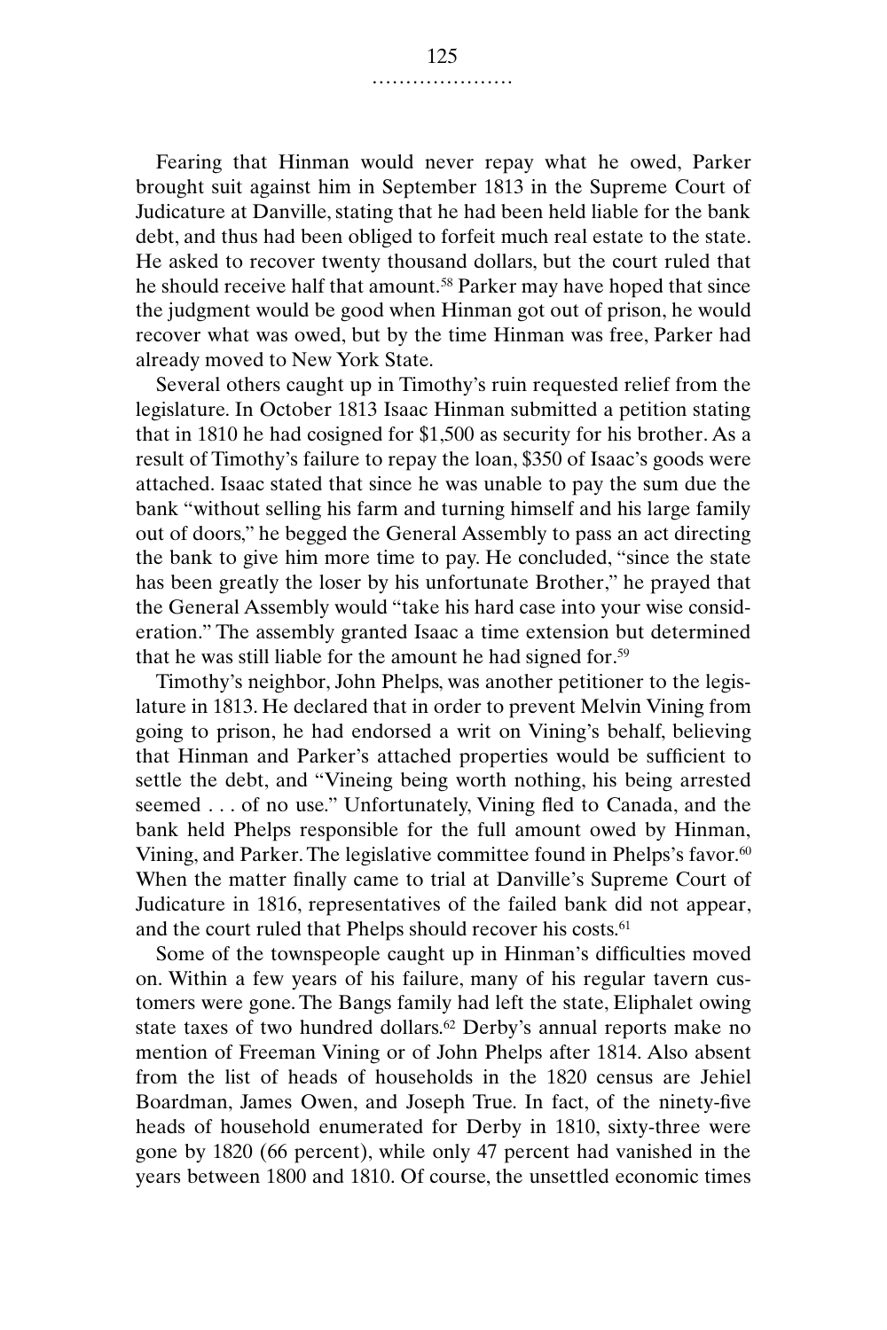Fearing that Hinman would never repay what he owed, Parker brought suit against him in September 1813 in the Supreme Court of Judicature at Danville, stating that he had been held liable for the bank debt, and thus had been obliged to forfeit much real estate to the state. He asked to recover twenty thousand dollars, but the court ruled that he should receive half that amount.[58] Parker may have hoped that since the judgment would be good when Hinman got out of prison, he would recover what was owed, but by the time Hinman was free, Parker had already moved to New York State.

Several others caught up in Timothy's ruin requested relief from the legislature. In October 1813 Isaac Hinman submitted a petition stating that in 1810 he had cosigned for $1,500 as security for his brother. As a result of Timothy's failure to repay the loan, $350 of Isaac's goods were attached. Isaac stated that since he was unable to pay the sum due the bank "without selling his farm and turning himself and his large family out of doors," he begged the General Assembly to pass an act directing the bank to give him more time to pay. He concluded, "since the state has been greatly the loser by his unfortunate Brother," he prayed that the General Assembly would "take his hard case into your wise consideration." The assembly granted Isaac a time extension but determined that he was still liable for the amount he had signed for.[59]

Timothy's neighbor, John Phelps, was another petitioner to the legislature in 1813. He declared that in order to prevent Melvin Vining from going to prison, he had endorsed a writ on Vining's behalf, believing that Hinman and Parker's attached properties would be sufficient to settle the debt, and "Vineing being worth nothing, his being arrested seemed . . . of no use." Unfortunately, Vining fled to Canada, and the bank held Phelps responsible for the full amount owed by Hinman, Vining, and Parker. The legislative committee found in Phelps's favor.[60] When the matter finally came to trial at Danville's Supreme Court of Judicature in 1816, representatives of the failed bank did not appear, and the court ruled that Phelps should recover his costs.[61]

Some of the townspeople caught up in Hinman's difficulties moved on. Within a few years of his failure, many of his regular tavern customers were gone. The Bangs family had left the state, Eliphalet owing state taxes of two hundred dollars.[62] Derby's annual reports make no mention of Freeman Vining or of John Phelps after 1814. Also absent from the list of heads of households in the 1820 census are Jehiel Boardman, James Owen, and Joseph True. In fact, of the ninety-five heads of household enumerated for Derby in 1810, sixty-three were gone by 1820 (66 percent), while only 47 percent had vanished in the years between 1800 and 1810. Of course, the unsettled economic times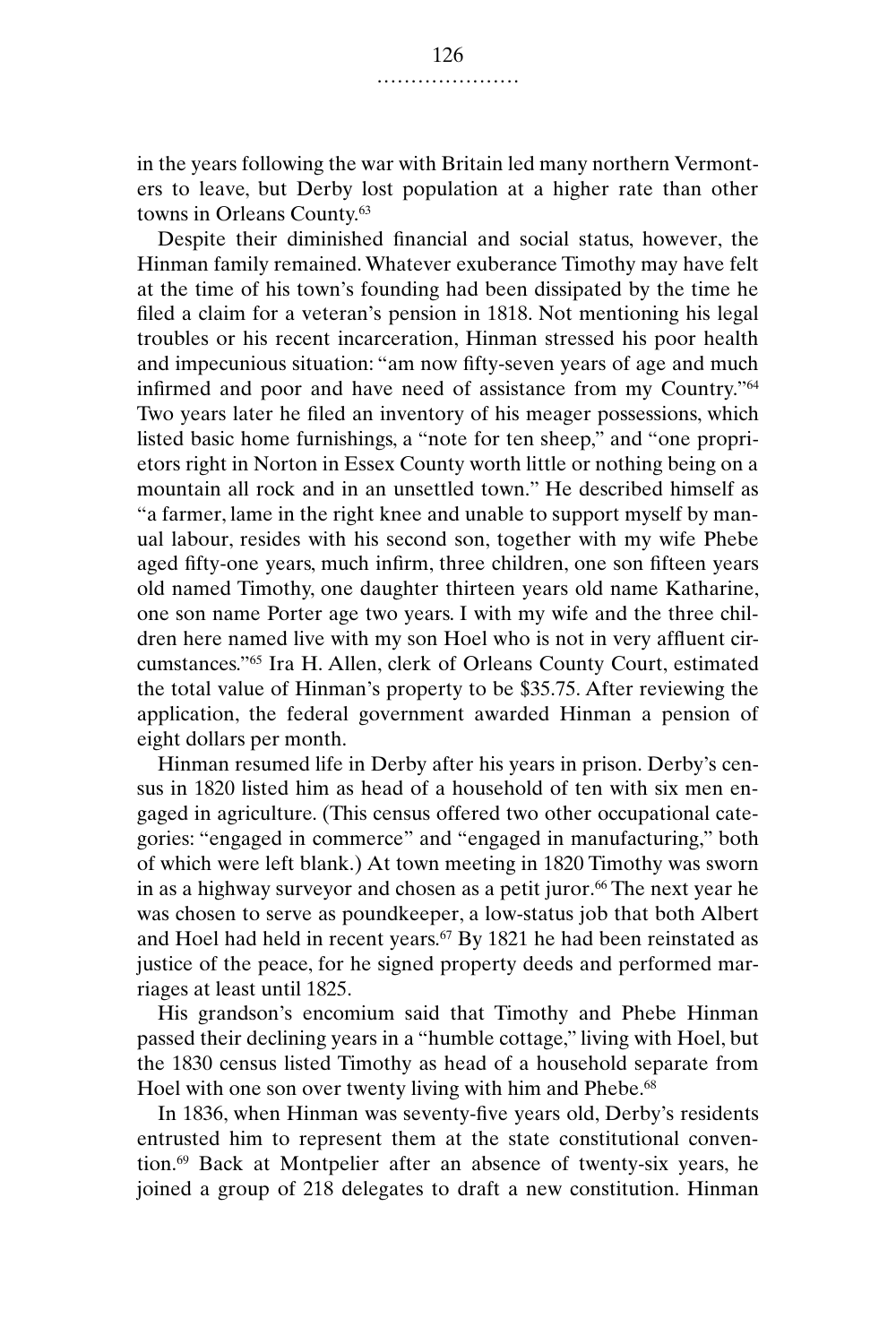in the years following the war with Britain led many northern Vermonters to leave, but Derby lost population at a higher rate than other towns in Orleans County.[63]

Despite their diminished financial and social status, however, the Hinman family remained. Whatever exuberance Timothy may have felt at the time of his town's founding had been dissipated by the time he filed a claim for a veteran's pension in 1818. Not mentioning his legal troubles or his recent incarceration, Hinman stressed his poor health and impecunious situation: "am now fifty-seven years of age and much infirmed and poor and have need of assistance from my Country."[64] Two years later he filed an inventory of his meager possessions, which listed basic home furnishings, a "note for ten sheep," and "one proprietors right in Norton in Essex County worth little or nothing being on a mountain all rock and in an unsettled town." He described himself as "a farmer, lame in the right knee and unable to support myself by manual labour, resides with his second son, together with my wife Phebe aged fifty-one years, much infirm, three children, one son fifteen years old named Timothy, one daughter thirteen years old name Katharine, one son name Porter age two years. I with my wife and the three children here named live with my son Hoel who is not in very affluent circumstances."[65] Ira H. Allen, clerk of Orleans County Court, estimated the total value of Hinman's property to be $35.75. After reviewing the application, the federal government awarded Hinman a pension of eight dollars per month.

Hinman resumed life in Derby after his years in prison. Derby's census in 1820 listed him as head of a household of ten with six men engaged in agriculture. (This census offered two other occupational categories: "engaged in commerce" and "engaged in manufacturing," both of which were left blank.) At town meeting in 1820 Timothy was sworn in as a highway surveyor and chosen as a petit juror.[66] The next year he was chosen to serve as poundkeeper, a low-status job that both Albert and Hoel had held in recent years.[67] By 1821 he had been reinstated as justice of the peace, for he signed property deeds and performed marriages at least until 1825.

His grandson's encomium said that Timothy and Phebe Hinman passed their declining years in a "humble cottage," living with Hoel, but the 1830 census listed Timothy as head of a household separate from Hoel with one son over twenty living with him and Phebe.[68]

In 1836, when Hinman was seventy-five years old, Derby's residents entrusted him to represent them at the state constitutional convention.[69] Back at Montpelier after an absence of twenty-six years, he joined a group of 218 delegates to draft a new constitution. Hinman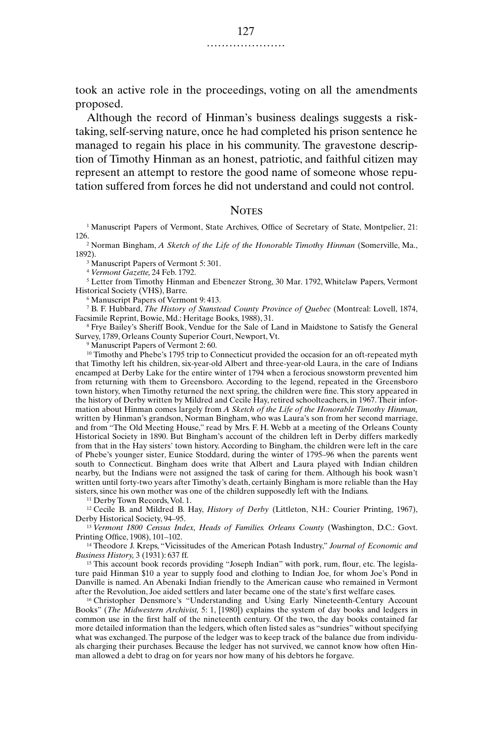took an active role in the proceedings, voting on all the amendments proposed.

Although the record of Hinman's business dealings suggests a risk-taking, self-serving nature, once he had completed his prison sentence he managed to regain his place in his community. The gravestone description of Timothy Hinman as an honest, patriotic, and faithful citizen may represent an attempt to restore the good name of someone whose reputation suffered from forces he did not understand and could not control.

## Notes

[1] Manuscript Papers of Vermont, State Archives, Office of Secretary of State, Montpelier, 21: 126.

[2] Norman Bingham, *A Sketch of the Life of the Honorable Timothy Hinman* (Somerville, Ma., 1892).

[3] Manuscript Papers of Vermont 5: 301.

[4] *Vermont Gazette,* 24 Feb. 1792.

[5] Letter from Timothy Hinman and Ebenezer Strong, 30 Mar. 1792, Whitelaw Papers, Vermont Historical Society (VHS), Barre.

[6] Manuscript Papers of Vermont 9: 413.

[7] B. F. Hubbard, *The History of Stanstead County Province of Quebec* (Montreal: Lovell, 1874, Facsimile Reprint, Bowie, Md.: Heritage Books, 1988), 31.

[8] Frye Bailey's Sheriff Book, Vendue for the Sale of Land in Maidstone to Satisfy the General Survey, 1789, Orleans County Superior Court, Newport, Vt.

[9] Manuscript Papers of Vermont 2: 60.

[10] Timothy and Phebe's 1795 trip to Connecticut provided the occasion for an oft-repeated myth that Timothy left his children, six-year-old Albert and three-year-old Laura, in the care of Indians encamped at Derby Lake for the entire winter of 1794 when a ferocious snowstorm prevented him from returning with them to Greensboro. According to the legend, repeated in the Greensboro town history, when Timothy returned the next spring, the children were fine. This story appeared in the history of Derby written by Mildred and Cecile Hay, retired schoolteachers, in 1967. Their information about Hinman comes largely from *A Sketch of the Life of the Honorable Timothy Hinman,* written by Hinman's grandson, Norman Bingham, who was Laura's son from her second marriage, and from "The Old Meeting House," read by Mrs. F. H. Webb at a meeting of the Orleans County Historical Society in 1890. But Bingham's account of the children left in Derby differs markedly from that in the Hay sisters' town history. According to Bingham, the children were left in the care of Phebe's younger sister, Eunice Stoddard, during the winter of 1795–96 when the parents went south to Connecticut. Bingham does write that Albert and Laura played with Indian children nearby, but the Indians were not assigned the task of caring for them. Although his book wasn't written until forty-two years after Timothy's death, certainly Bingham is more reliable than the Hay sisters, since his own mother was one of the children supposedly left with the Indians.

[11] Derby Town Records, Vol. 1.

[12] Cecile B. and Mildred B. Hay, *History of Derby* (Littleton, N.H.: Courier Printing, 1967), Derby Historical Society, 94–95.

[13] *Vermont 1800 Census Index, Heads of Families. Orleans County* (Washington, D.C.: Govt. Printing Office, 1908), 101–102.

[14] Theodore J. Kreps, "Vicissitudes of the American Potash Industry," *Journal of Economic and Business History,* 3 (1931): 637 ff.

[15] This account book records providing "Joseph Indian" with pork, rum, flour, etc. The legislature paid Hinman $10 a year to supply food and clothing to Indian Joe, for whom Joe's Pond in Danville is named. An Abenaki Indian friendly to the American cause who remained in Vermont after the Revolution, Joe aided settlers and later became one of the state's first welfare cases.

[16] Christopher Densmore's "Understanding and Using Early Nineteenth-Century Account Books" (*The Midwestern Archivist,* 5: 1, [1980]) explains the system of day books and ledgers in common use in the first half of the nineteenth century. Of the two, the day books contained far more detailed information than the ledgers, which often listed sales as "sundries" without specifying what was exchanged. The purpose of the ledger was to keep track of the balance due from individuals charging their purchases. Because the ledger has not survived, we cannot know how often Hinman allowed a debt to drag on for years nor how many of his debtors he forgave.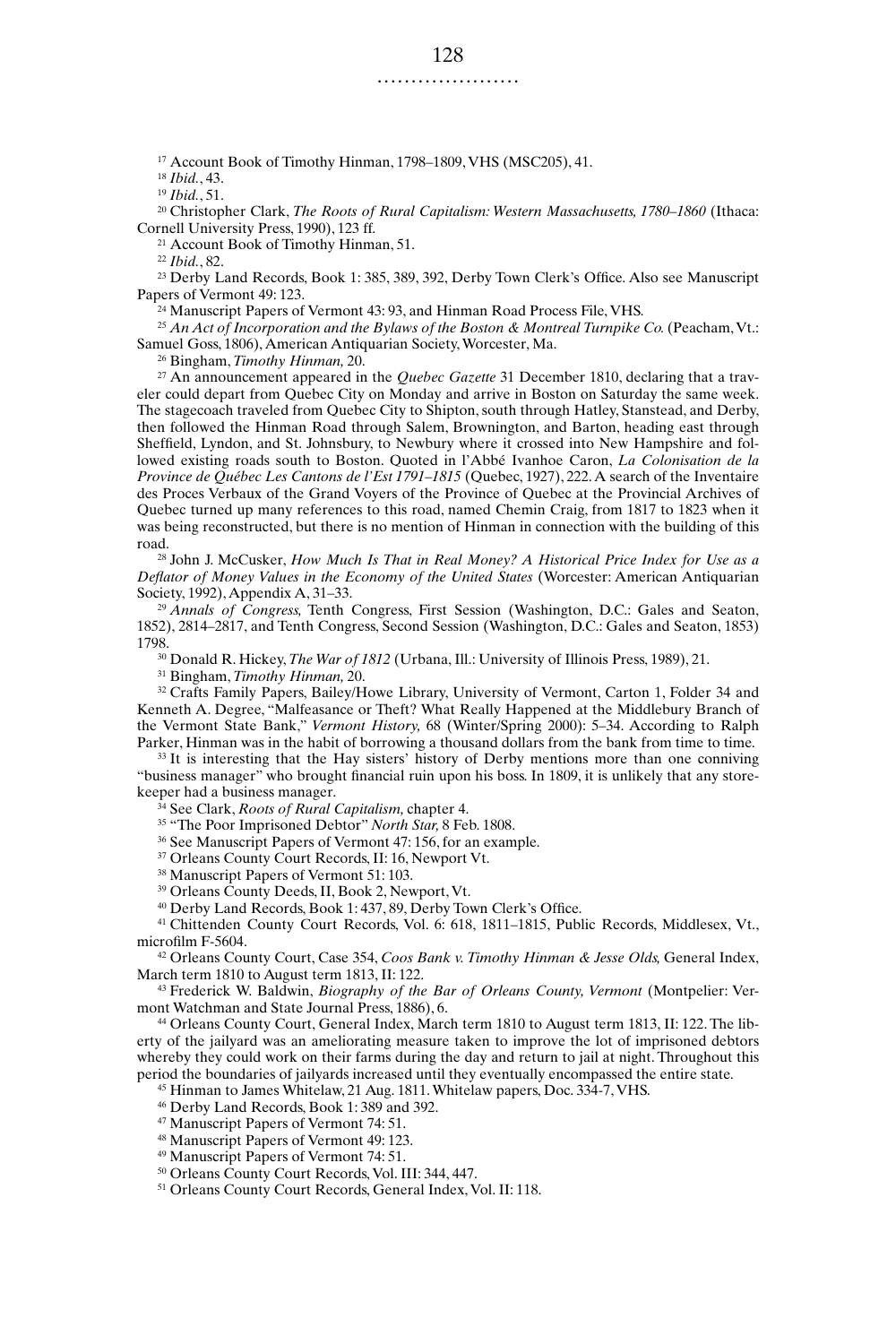[17] Account Book of Timothy Hinman, 1798–1809, VHS (MSC205), 41.

[18] *Ibid.*, 43.

[19] *Ibid.*, 51.

[20] Christopher Clark, *The Roots of Rural Capitalism: Western Massachusetts, 1780–1860* (Ithaca: Cornell University Press, 1990), 123 ff.

[21] Account Book of Timothy Hinman, 51.

[22] *Ibid.*, 82.

[23] Derby Land Records, Book 1: 385, 389, 392, Derby Town Clerk's Office. Also see Manuscript Papers of Vermont 49: 123.

[24] Manuscript Papers of Vermont 43: 93, and Hinman Road Process File, VHS.

[25] *An Act of Incorporation and the Bylaws of the Boston & Montreal Turnpike Co.* (Peacham, Vt.: Samuel Goss, 1806), American Antiquarian Society, Worcester, Ma.

[26] Bingham, *Timothy Hinman,* 20.

[27] An announcement appeared in the *Quebec Gazette* 31 December 1810, declaring that a traveler could depart from Quebec City on Monday and arrive in Boston on Saturday the same week. The stagecoach traveled from Quebec City to Shipton, south through Hatley, Stanstead, and Derby, then followed the Hinman Road through Salem, Brownington, and Barton, heading east through Sheffield, Lyndon, and St. Johnsbury, to Newbury where it crossed into New Hampshire and followed existing roads south to Boston. Quoted in l'Abbé Ivanhoe Caron, *La Colonisation de la Province de Québec Les Cantons de l'Est 1791–1815* (Quebec, 1927), 222. A search of the Inventaire des Proces Verbaux of the Grand Voyers of the Province of Quebec at the Provincial Archives of Quebec turned up many references to this road, named Chemin Craig, from 1817 to 1823 when it was being reconstructed, but there is no mention of Hinman in connection with the building of this road.

[28] John J. McCusker, *How Much Is That in Real Money? A Historical Price Index for Use as a Deflator of Money Values in the Economy of the United States* (Worcester: American Antiquarian Society, 1992), Appendix A, 31–33.

[29] *Annals of Congress,* Tenth Congress, First Session (Washington, D.C.: Gales and Seaton, 1852), 2814–2817, and Tenth Congress, Second Session (Washington, D.C.: Gales and Seaton, 1853) 1798.

[30] Donald R. Hickey, *The War of 1812* (Urbana, Ill.: University of Illinois Press, 1989), 21.

[31] Bingham, *Timothy Hinman,* 20.

[32] Crafts Family Papers, Bailey/Howe Library, University of Vermont, Carton 1, Folder 34 and Kenneth A. Degree, "Malfeasance or Theft? What Really Happened at the Middlebury Branch of the Vermont State Bank," *Vermont History,* 68 (Winter/Spring 2000): 5–34. According to Ralph Parker, Hinman was in the habit of borrowing a thousand dollars from the bank from time to time.

[33] It is interesting that the Hay sisters' history of Derby mentions more than one conniving "business manager" who brought financial ruin upon his boss. In 1809, it is unlikely that any storekeeper had a business manager.

[34] See Clark, *Roots of Rural Capitalism,* chapter 4.

[35] "The Poor Imprisoned Debtor" *North Star,* 8 Feb. 1808.

[36] See Manuscript Papers of Vermont 47: 156, for an example.

[37] Orleans County Court Records, II: 16, Newport Vt.

[38] Manuscript Papers of Vermont 51: 103.

[39] Orleans County Deeds, II, Book 2, Newport, Vt.

[40] Derby Land Records, Book 1: 437, 89, Derby Town Clerk's Office.

[41] Chittenden County Court Records, Vol. 6: 618, 1811–1815, Public Records, Middlesex, Vt., microfilm F-5604.

[42] Orleans County Court, Case 354, *Coos Bank v. Timothy Hinman & Jesse Olds,* General Index, March term 1810 to August term 1813, II: 122.

[43] Frederick W. Baldwin, *Biography of the Bar of Orleans County, Vermont* (Montpelier: Vermont Watchman and State Journal Press, 1886), 6.

[44] Orleans County Court, General Index, March term 1810 to August term 1813, II: 122. The liberty of the jailyard was an ameliorating measure taken to improve the lot of imprisoned debtors whereby they could work on their farms during the day and return to jail at night. Throughout this period the boundaries of jailyards increased until they eventually encompassed the entire state.

[45] Hinman to James Whitelaw, 21 Aug. 1811. Whitelaw papers, Doc. 334-7, VHS.

[46] Derby Land Records, Book 1: 389 and 392.

[47] Manuscript Papers of Vermont 74: 51.

[48] Manuscript Papers of Vermont 49: 123.

[49] Manuscript Papers of Vermont 74: 51.

[50] Orleans County Court Records, Vol. III: 344, 447.

[51] Orleans County Court Records, General Index, Vol. II: 118.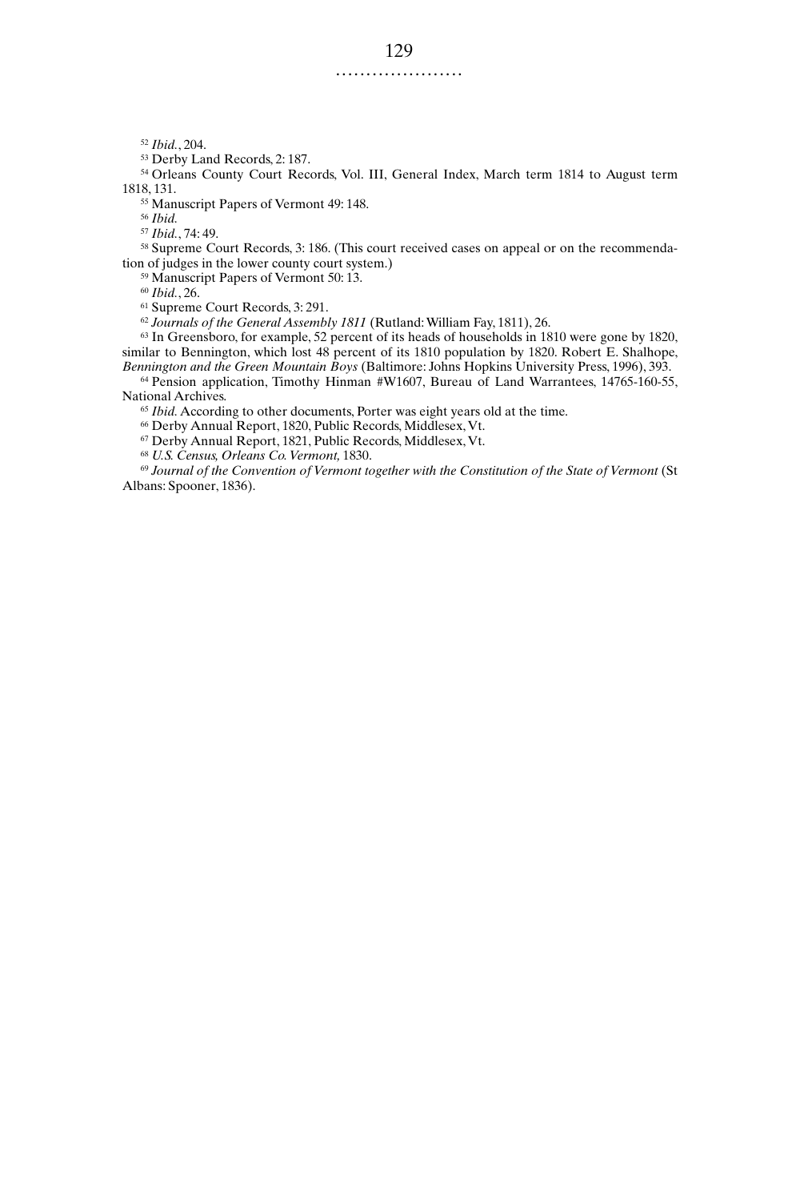[52] *Ibid.*, 204.

[53] Derby Land Records, 2: 187.

[54] Orleans County Court Records, Vol. III, General Index, March term 1814 to August term 1818, 131.

[55] Manuscript Papers of Vermont 49: 148.

[56] *Ibid.*

[57] *Ibid.*, 74: 49.

[58] Supreme Court Records, 3: 186. (This court received cases on appeal or on the recommendation of judges in the lower county court system.)

[59] Manuscript Papers of Vermont 50: 13.

[60] *Ibid.*, 26.

[61] Supreme Court Records, 3: 291.

[62] *Journals of the General Assembly 1811* (Rutland: William Fay, 1811), 26.

[63] In Greensboro, for example, 52 percent of its heads of households in 1810 were gone by 1820, similar to Bennington, which lost 48 percent of its 1810 population by 1820. Robert E. Shalhope, *Bennington and the Green Mountain Boys* (Baltimore: Johns Hopkins University Press, 1996), 393.

[64] Pension application, Timothy Hinman #W1607, Bureau of Land Warrantees, 14765-160-55, National Archives.

[65] *Ibid.* According to other documents, Porter was eight years old at the time.

[66] Derby Annual Report, 1820, Public Records, Middlesex, Vt.

[67] Derby Annual Report, 1821, Public Records, Middlesex, Vt.

[68] *U.S. Census, Orleans Co. Vermont,* 1830.

[69] *Journal of the Convention of Vermont together with the Constitution of the State of Vermont* (St Albans: Spooner, 1836).